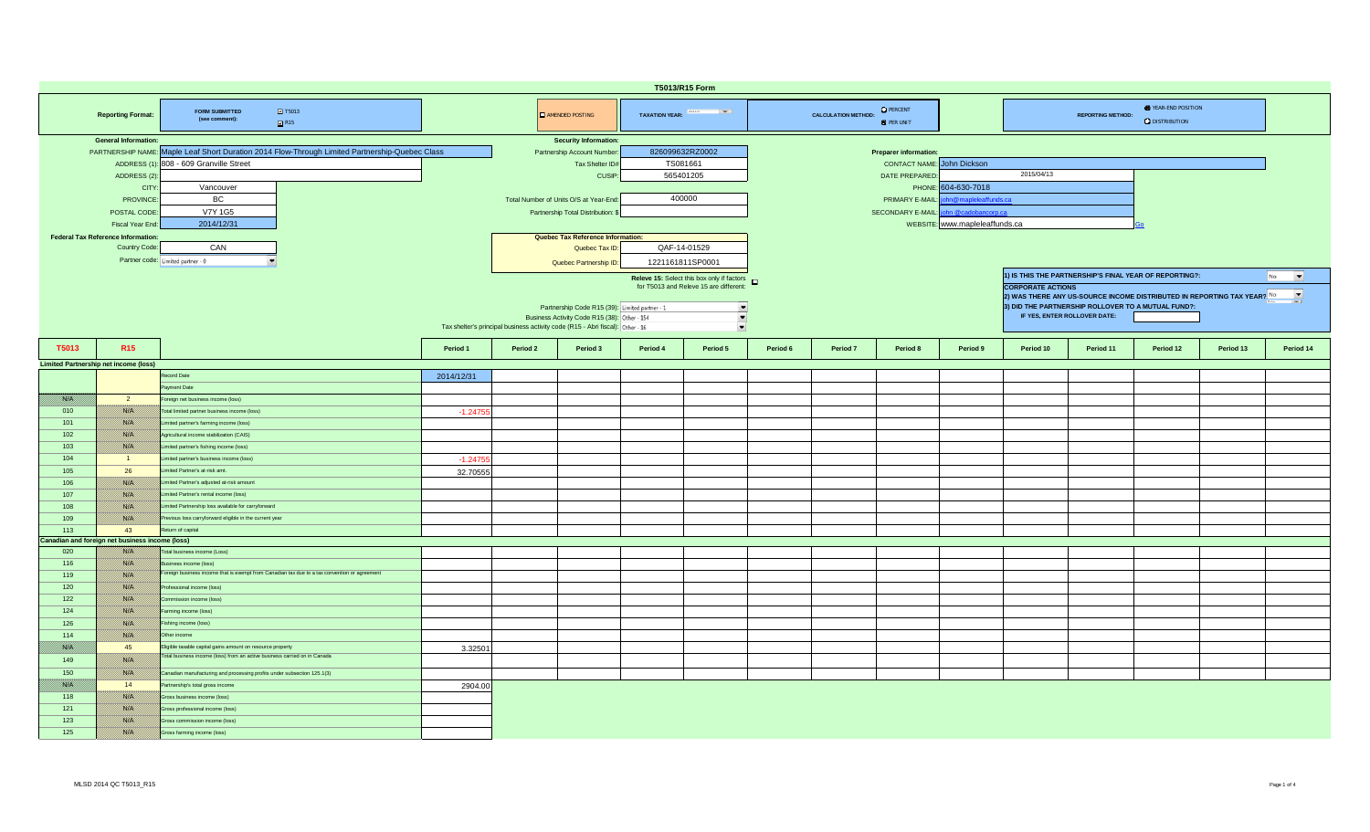# T5013/R15 Form

**Reporting Format:** FORM SUBMITTED (see comment): ☑ T5013 ☑ R15

☐ AMENDED POSTING

**TAXATION YEAR:**

**CALCULATION METHOD:** ○ PERCENT ● PER UNIT

**REPORTING METHOD:** ● YEAR-END POSITION ○ DISTRIBUTION

**General Information:**

| | |
|---|---|
| PARTNERSHIP NAME: | Maple Leaf Short Duration 2014 Flow-Through Limited Partnership-Quebec Class |
| ADDRESS (1): | 808 - 609 Granville Street |
| ADDRESS (2): | |
| CITY: | Vancouver |
| PROVINCE: | BC |
| POSTAL CODE: | V7Y 1G5 |
| Fiscal Year End: | 2014/12/31 |

**Security Information:**

| | |
|---|---|
| Partnership Account Number: | 826099632RZ0002 |
| Tax Shelter ID# | TS081661 |
| CUSIP: | 565401205 |
| Total Number of Units O/S at Year-End: | 400000 |
| Partnership Total Distribution: $ | |

**Preparer information:**

| | |
|---|---|
| CONTACT NAME: | John Dickson |
| DATE PREPARED: | 2015/04/13 |
| PHONE: | 604-630-7018 |
| PRIMARY E-MAIL: | john@mapleleaffunds.ca |
| SECONDARY E-MAIL: | john@cadobancorp.ca |
| WEBSITE: | www.mapleleaffunds.ca |

**Federal Tax Reference Information:**

| | |
|---|---|
| Country Code: | CAN |
| Partner code: | Limited partner - 0 |

**Quebec Tax Reference Information:**

| | |
|---|---|
| Quebec Tax ID: | QAF-14-01529 |
| Quebec Partnership ID: | 1221161811SP0001 |

**Releve 15:** Select this box only if factors for T5013 and Releve 15 are different: ☐

| | |
|---|---|
| Partnership Code R15 (39): | Limited partner - 1 |
| Business Activity Code R15 (38): | Other - 354 |
| Tax shelter's principal business activity code (R15 - Abri fiscal): | Other - 36 |

1) IS THIS THE PARTNERSHIP'S FINAL YEAR OF REPORTING?: No

**CORPORATE ACTIONS**

2) WAS THERE ANY US-SOURCE INCOME DISTRIBUTED IN REPORTING TAX YEAR? No

3) DID THE PARTNERSHIP ROLLOVER TO A MUTUAL FUND?: IF YES, ENTER ROLLOVER DATE:

| T5013 | R15 | | Period 1 | Period 2 | Period 3 | Period 4 | Period 5 | Period 6 | Period 7 | Period 8 | Period 9 | Period 10 | Period 11 | Period 12 | Period 13 | Period 14 |
|---|---|---|---|---|---|---|---|---|---|---|---|---|---|---|---|---|
| **Limited Partnership net income (loss)** | | | | | | | | | | | | | | | | |
| | | Record Date | 2014/12/31 | | | | | | | | | | | | | |
| | | Payment Date | | | | | | | | | | | | | | |
| N/A | 2 | Foreign net business income (loss) | | | | | | | | | | | | | | |
| 010 | N/A | Total limited partner business income (loss) | -1.24755 | | | | | | | | | | | | | |
| 101 | N/A | Limited partner's farming income (loss) | | | | | | | | | | | | | | |
| 102 | N/A | Agricultural income stabilization (CAIS) | | | | | | | | | | | | | | |
| 103 | N/A | Limited partner's fishing income (loss) | | | | | | | | | | | | | | |
| 104 | 1 | Limited partner's business income (loss) | -1.24755 | | | | | | | | | | | | | |
| 105 | 26 | Limited Partner's at-risk amt. | 32.70555 | | | | | | | | | | | | | |
| 106 | N/A | Limited Partner's adjusted at-risk amount | | | | | | | | | | | | | | |
| 107 | N/A | Limited Partner's rental income (loss) | | | | | | | | | | | | | | |
| 108 | N/A | Limited Partnership loss available for carryforward | | | | | | | | | | | | | | |
| 109 | N/A | Previous loss carryforward eligible in the current year | | | | | | | | | | | | | | |
| 113 | 43 | Return of capital | | | | | | | | | | | | | | |
| **Canadian and foreign net business income (loss)** | | | | | | | | | | | | | | | | |
| 020 | N/A | Total business income (Loss) | | | | | | | | | | | | | | |
| 116 | N/A | Business income (loss) | | | | | | | | | | | | | | |
| 119 | N/A | Foreign business income that is exempt from Canadian tax due to a tax convention or agreement | | | | | | | | | | | | | | |
| 120 | N/A | Professional income (loss) | | | | | | | | | | | | | | |
| 122 | N/A | Commission income (loss) | | | | | | | | | | | | | | |
| 124 | N/A | Farming income (loss) | | | | | | | | | | | | | | |
| 126 | N/A | Fishing income (loss) | | | | | | | | | | | | | | |
| 114 | N/A | Other income | | | | | | | | | | | | | | |
| N/A | 45 | Eligible taxable capital gains amount on resource property | 3.32501 | | | | | | | | | | | | | |
| 149 | N/A | Total business income (loss) from an active business carried on in Canada | | | | | | | | | | | | | | |
| 150 | N/A | Canadian manufacturing and processing profits under subsection 125.1(3) | | | | | | | | | | | | | | |
| N/A | 14 | Partnership's total gross income | 2904.00 | | | | | | | | | | | | | |
| 118 | N/A | Gross business income (loss) | | | | | | | | | | | | | | |
| 121 | N/A | Gross professional income (loss) | | | | | | | | | | | | | | |
| 123 | N/A | Gross commission income (loss) | | | | | | | | | | | | | | |
| 125 | N/A | Gross farming income (loss) | | | | | | | | | | | | | | |

MLSD 2014 QC T5013_R15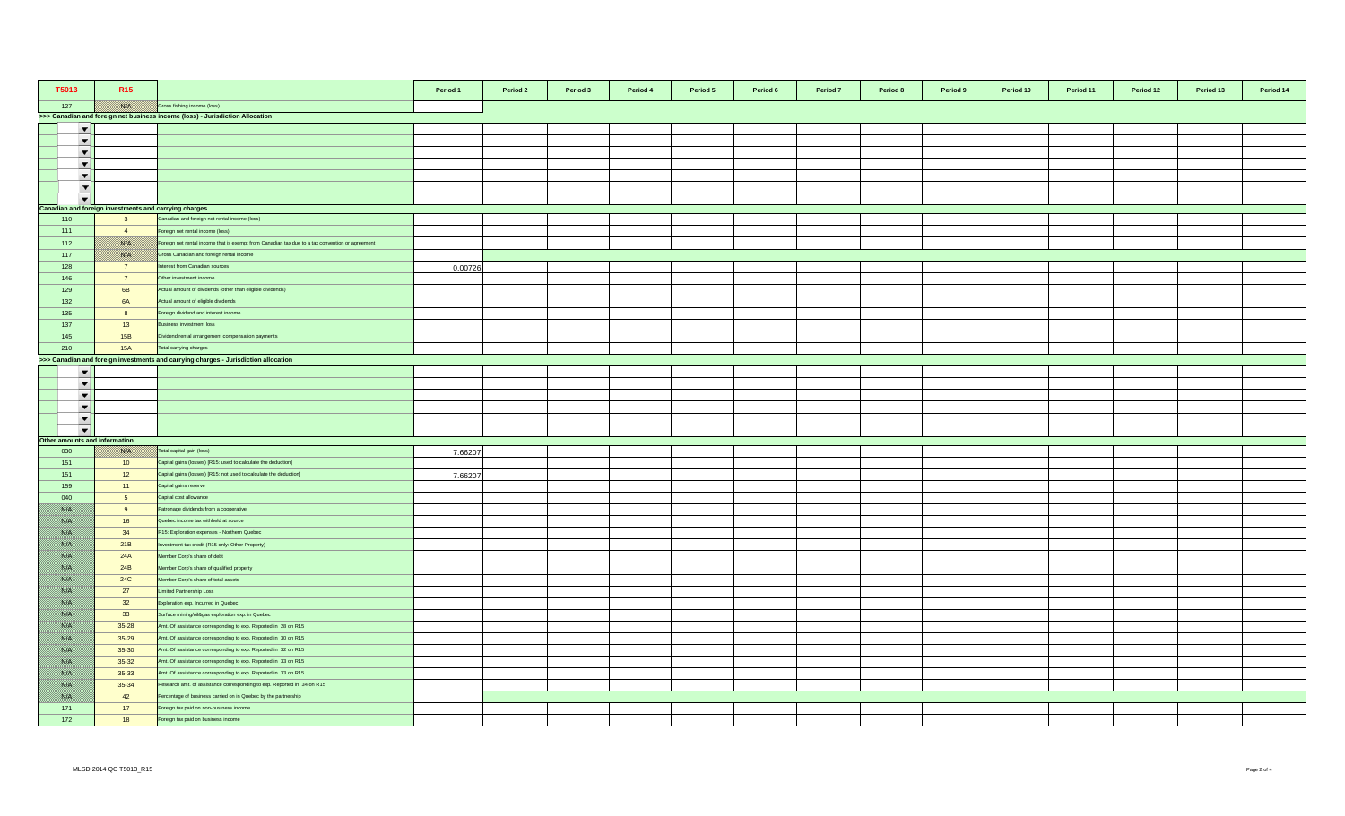| T5013 | R15 | | Period 1 | Period 2 | Period 3 | Period 4 | Period 5 | Period 6 | Period 7 | Period 8 | Period 9 | Period 10 | Period 11 | Period 12 | Period 13 | Period 14 |
|---|---|---|---|---|---|---|---|---|---|---|---|---|---|---|---|---|
| 127 | N/A | Gross fishing income (loss) | | | | | | | | | | | | | | |
| >>> Canadian and foreign net business income (loss) - Jurisdiction Allocation | | | | | | | | | | | | | | | | |
| | | | | | | | | | | | | | | | | |
| | | | | | | | | | | | | | | | | |
| | | | | | | | | | | | | | | | | |
| | | | | | | | | | | | | | | | | |
| | | | | | | | | | | | | | | | | |
| | | | | | | | | | | | | | | | | |
| | | | | | | | | | | | | | | | | |
| Canadian and foreign investments and carrying charges | | | | | | | | | | | | | | | | |
| 110 | 3 | Canadian and foreign net rental income (loss) | | | | | | | | | | | | | | |
| 111 | 4 | Foreign net rental income (loss) | | | | | | | | | | | | | | |
| 112 | N/A | Foreign net rental income that is exempt from Canadian tax due to a tax convention or agreement | | | | | | | | | | | | | | |
| 117 | N/A | Gross Canadian and foreign rental income | | | | | | | | | | | | | | |
| 128 | 7 | Interest from Canadian sources | 0.00726 | | | | | | | | | | | | | |
| 146 | 7 | Other investment income | | | | | | | | | | | | | | |
| 129 | 6B | Actual amount of dividends (other than eligible dividends) | | | | | | | | | | | | | | |
| 132 | 6A | Actual amount of eligible dividends | | | | | | | | | | | | | | |
| 135 | 8 | Foreign dividend and interest income | | | | | | | | | | | | | | |
| 137 | 13 | Business investment loss | | | | | | | | | | | | | | |
| 145 | 15B | Dividend rental arrangement compensation payments | | | | | | | | | | | | | | |
| 210 | 15A | Total carrying charges | | | | | | | | | | | | | | |
| >>> Canadian and foreign investments and carrying charges - Jurisdiction allocation | | | | | | | | | | | | | | | | |
| | | | | | | | | | | | | | | | | |
| | | | | | | | | | | | | | | | | |
| | | | | | | | | | | | | | | | | |
| | | | | | | | | | | | | | | | | |
| | | | | | | | | | | | | | | | | |
| | | | | | | | | | | | | | | | | |
| Other amounts and information | | | | | | | | | | | | | | | | |
| 030 | N/A | Total capital gain (loss) | 7.66207 | | | | | | | | | | | | | |
| 151 | 10 | Capital gains (losses) [R15: used to calculate the deduction] | | | | | | | | | | | | | | |
| 151 | 12 | Capital gains (losses) [R15: not used to calculate the deduction] | 7.66207 | | | | | | | | | | | | | |
| 159 | 11 | Capital gains reserve | | | | | | | | | | | | | | |
| 040 | 5 | Capital cost allowance | | | | | | | | | | | | | | |
| N/A | 9 | Patronage dividends from a cooperative | | | | | | | | | | | | | | |
| N/A | 16 | Quebec income tax withheld at source | | | | | | | | | | | | | | |
| N/A | 34 | R15: Exploration expenses - Northern Quebec | | | | | | | | | | | | | | |
| N/A | 21B | Investment tax credit (R15 only: Other Property) | | | | | | | | | | | | | | |
| N/A | 24A | Member Corp's share of debt | | | | | | | | | | | | | | |
| N/A | 24B | Member Corp's share of qualified property | | | | | | | | | | | | | | |
| N/A | 24C | Member Corp's share of total assets | | | | | | | | | | | | | | |
| N/A | 27 | Limited Partnership Loss | | | | | | | | | | | | | | |
| N/A | 32 | Exploration exp. Incurred in Quebec | | | | | | | | | | | | | | |
| N/A | 33 | Surface mining/oil&gas exploration exp. in Quebec | | | | | | | | | | | | | | |
| N/A | 35-28 | Amt. Of assistance corresponding to exp. Reported in 28 on R15 | | | | | | | | | | | | | | |
| N/A | 35-29 | Amt. Of assistance corresponding to exp. Reported in 30 on R15 | | | | | | | | | | | | | | |
| N/A | 35-30 | Amt. Of assistance corresponding to exp. Reported in 32 on R15 | | | | | | | | | | | | | | |
| N/A | 35-32 | Amt. Of assistance corresponding to exp. Reported in 33 on R15 | | | | | | | | | | | | | | |
| N/A | 35-33 | Amt. Of assistance corresponding to exp. Reported in 33 on R15 | | | | | | | | | | | | | | |
| N/A | 35-34 | Research amt. of assistance corresponding to exp. Reported in 34 on R15 | | | | | | | | | | | | | | |
| N/A | 42 | Percentage of business carried on in Quebec by the partnership | | | | | | | | | | | | | | |
| 171 | 17 | Foreign tax paid on non-business income | | | | | | | | | | | | | | |
| 172 | 18 | Foreign tax paid on business income | | | | | | | | | | | | | | |

MLSD 2014 QC T5013_R15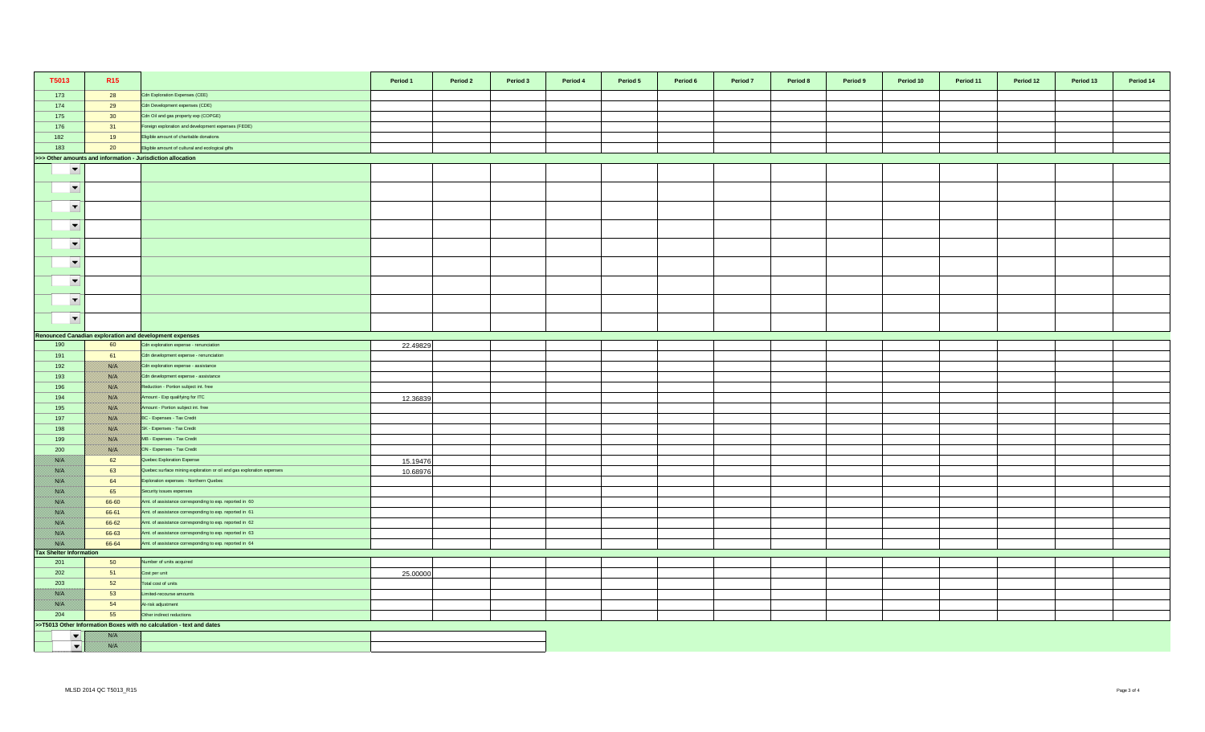| T5013 | R15 | | Period 1 | Period 2 | Period 3 | Period 4 | Period 5 | Period 6 | Period 7 | Period 8 | Period 9 | Period 10 | Period 11 | Period 12 | Period 13 | Period 14 |
|---|---|---|---|---|---|---|---|---|---|---|---|---|---|---|---|---|
| 173 | 28 | Cdn Exploration Expenses (CEE) | | | | | | | | | | | | | | |
| 174 | 29 | Cdn Development expenses (CDE) | | | | | | | | | | | | | | |
| 175 | 30 | Cdn Oil and gas property exp (COPGE) | | | | | | | | | | | | | | |
| 176 | 31 | Foreign exploration and development expenses (FEDE) | | | | | | | | | | | | | | |
| 182 | 19 | Eligible amount of charitable donations | | | | | | | | | | | | | | |
| 183 | 20 | Eligible amount of cultural and ecological gifts | | | | | | | | | | | | | | |
| **>>> Other amounts and information - Jurisdiction allocation** | | | | | | | | | | | | | | | | |
| | | | | | | | | | | | | | | | | |
| | | | | | | | | | | | | | | | | |
| | | | | | | | | | | | | | | | | |
| | | | | | | | | | | | | | | | | |
| | | | | | | | | | | | | | | | | |
| | | | | | | | | | | | | | | | | |
| | | | | | | | | | | | | | | | | |
| | | | | | | | | | | | | | | | | |
| | | | | | | | | | | | | | | | | |
| **Renounced Canadian exploration and development expenses** | | | | | | | | | | | | | | | | |
| 190 | 60 | Cdn exploration expense - renunciation | 22.49829 | | | | | | | | | | | | | |
| 191 | 61 | Cdn development expense - renunciation | | | | | | | | | | | | | | |
| 192 | N/A | Cdn exploration expense - assistance | | | | | | | | | | | | | | |
| 193 | N/A | Cdn development expense - assistance | | | | | | | | | | | | | | |
| 196 | N/A | Reduction - Portion subject int. free | | | | | | | | | | | | | | |
| 194 | N/A | Amount - Exp qualifying for ITC | 12.36839 | | | | | | | | | | | | | |
| 195 | N/A | Amount - Portion subject int. free | | | | | | | | | | | | | | |
| 197 | N/A | BC - Expenses - Tax Credit | | | | | | | | | | | | | | |
| 198 | N/A | SK - Expenses - Tax Credit | | | | | | | | | | | | | | |
| 199 | N/A | MB - Expenses - Tax Credit | | | | | | | | | | | | | | |
| 200 | N/A | ON - Expenses - Tax Credit | | | | | | | | | | | | | | |
| N/A | 62 | Quebec Exploration Expense | 15.19476 | | | | | | | | | | | | | |
| N/A | 63 | Quebec surface mining exploration or oil and gas exploration expenses | 10.68976 | | | | | | | | | | | | | |
| N/A | 64 | Exploration expenses - Northern Quebec | | | | | | | | | | | | | | |
| N/A | 65 | Security issues expenses | | | | | | | | | | | | | | |
| N/A | 66-60 | Amt. of assistance corresponding to exp. reported in 60 | | | | | | | | | | | | | | |
| N/A | 66-61 | Amt. of assistance corresponding to exp. reported in 61 | | | | | | | | | | | | | | |
| N/A | 66-62 | Amt. of assistance corresponding to exp. reported in 62 | | | | | | | | | | | | | | |
| N/A | 66-63 | Amt. of assistance corresponding to exp. reported in 63 | | | | | | | | | | | | | | |
| N/A | 66-64 | Amt. of assistance corresponding to exp. reported in 64 | | | | | | | | | | | | | | |
| **Tax Shelter Information** | | | | | | | | | | | | | | | | |
| 201 | 50 | Number of units acquired | | | | | | | | | | | | | | |
| 202 | 51 | Cost per unit | 25.00000 | | | | | | | | | | | | | |
| 203 | 52 | Total cost of units | | | | | | | | | | | | | | |
| N/A | 53 | Limited-recourse amounts | | | | | | | | | | | | | | |
| N/A | 54 | At-risk adjustment | | | | | | | | | | | | | | |
| 204 | 55 | Other indirect reductions | | | | | | | | | | | | | | |
| **>>T5013 Other Information Boxes with no calculation - text and dates** | | | | | | | | | | | | | | | | |
| | N/A | | | | | | | | | | | | | | | |
| | N/A | | | | | | | | | | | | | | | |

MLSD 2014 QC T5013_R15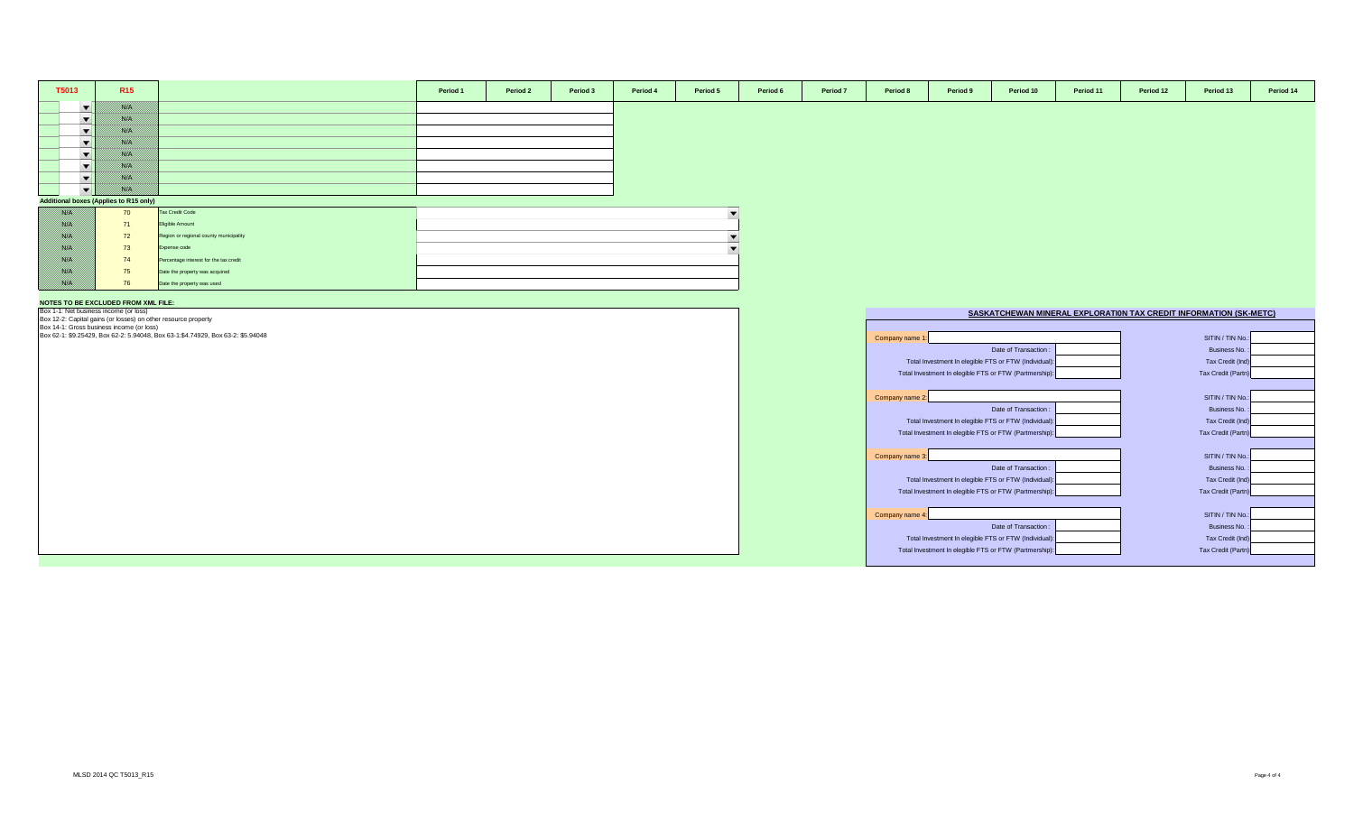| T5013 | R15 | | Period 1 | Period 2 | Period 3 | Period 4 | Period 5 | Period 6 | Period 7 | Period 8 | Period 9 | Period 10 | Period 11 | Period 12 | Period 13 | Period 14 |
|---|---|---|---|---|---|---|---|---|---|---|---|---|---|---|---|---|
| | N/A | | | | | | | | | | | | | | | |
| | N/A | | | | | | | | | | | | | | | |
| | N/A | | | | | | | | | | | | | | | |
| | N/A | | | | | | | | | | | | | | | |
| | N/A | | | | | | | | | | | | | | | |
| | N/A | | | | | | | | | | | | | | | |
| | N/A | | | | | | | | | | | | | | | |
| | N/A | | | | | | | | | | | | | | | |

**Additional boxes (Applies to R15 only)**

| | | | |
|---|---|---|---|
| N/A | 70 | Tax Credit Code | |
| N/A | 71 | Eligible Amount | |
| N/A | 72 | Region or regional county municipality | |
| N/A | 73 | Expense code | |
| N/A | 74 | Percentage interest for the tax credit | |
| N/A | 75 | Date the property was acquired | |
| N/A | 76 | Date the property was used | |

**NOTES TO BE EXCLUDED FROM XML FILE:**

Box 1-1: Net business income (or loss)
Box 12-2: Capital gains (or losses) on other resource property
Box 14-1: Gross business income (or loss)
Box 62-1: $9.25429, Box 62-2: 5.94048, Box 63-1:$4.74929, Box 63-2: $5.94048

**SASKATCHEWAN MINERAL EXPLORATION TAX CREDIT INFORMATION (SK-METC)**

| | | | |
|---|---|---|---|
| Company name 1: | | SITIN / TIN No.: | |
| Date of Transaction : | | Business No. : | |
| Total Investment In elegible FTS or FTW (Individual): | | Tax Credit (Ind) | |
| Total Investment In elegible FTS or FTW (Partmership): | | Tax Credit (Partn) | |
| Company name 2: | | SITIN / TIN No.: | |
| Date of Transaction : | | Business No. : | |
| Total Investment In elegible FTS or FTW (Individual): | | Tax Credit (Ind) | |
| Total Investment In elegible FTS or FTW (Partmership): | | Tax Credit (Partn) | |
| Company name 3: | | SITIN / TIN No.: | |
| Date of Transaction : | | Business No. : | |
| Total Investment In elegible FTS or FTW (Individual): | | Tax Credit (Ind) | |
| Total Investment In elegible FTS or FTW (Partmership): | | Tax Credit (Partn) | |
| Company name 4: | | SITIN / TIN No.: | |
| Date of Transaction : | | Business No. : | |
| Total Investment In elegible FTS or FTW (Individual): | | Tax Credit (Ind) | |
| Total Investment In elegible FTS or FTW (Partmership): | | Tax Credit (Partn) | |

MLSD 2014 QC T5013_R15